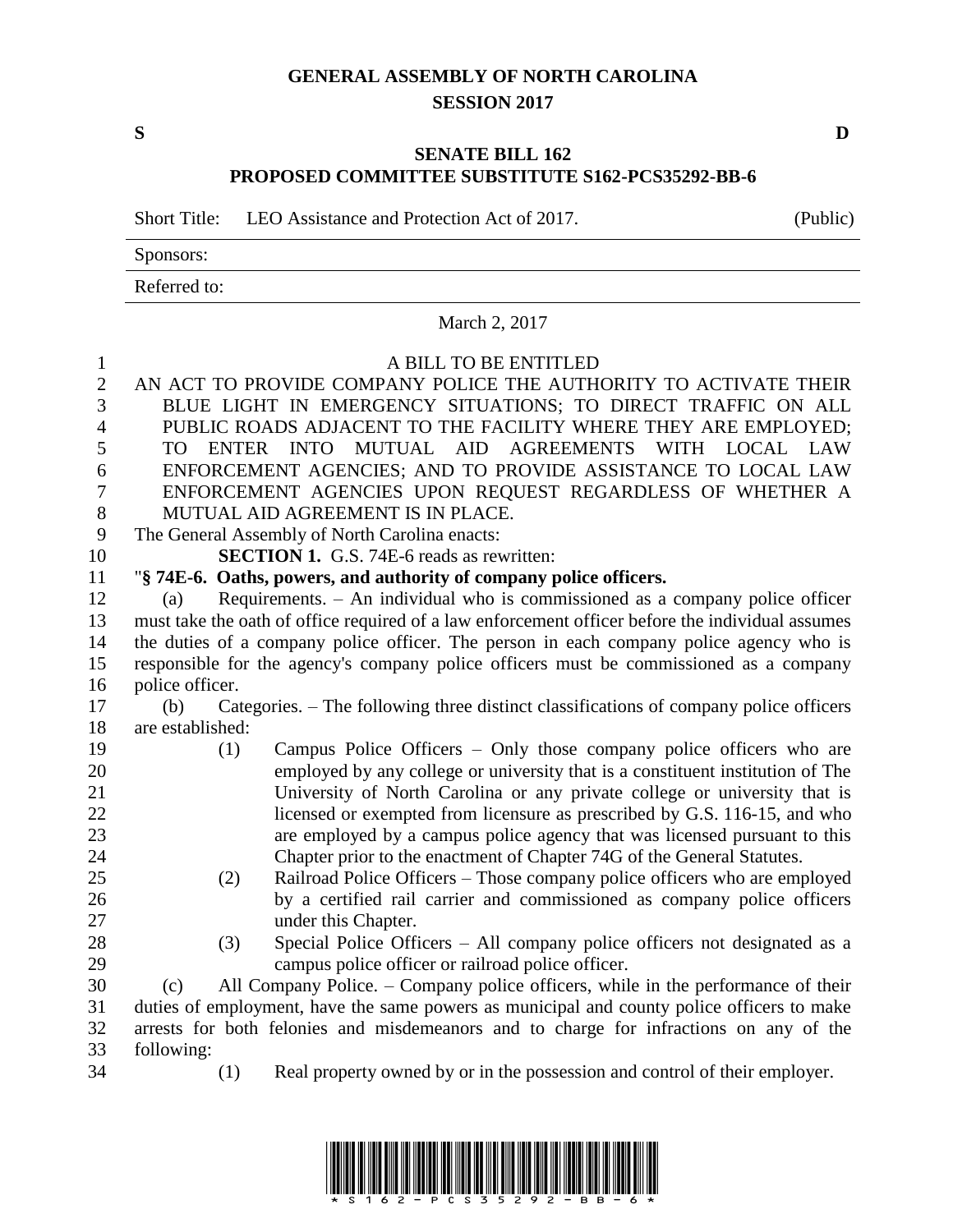# GENERAL ASSEMBLY OF NORTH CAROLINA
## SESSION 2017

**S** **D**

## SENATE BILL 162
## PROPOSED COMMITTEE SUBSTITUTE S162-PCS35292-BB-6

Short Title: LEO Assistance and Protection Act of 2017. (Public)

Sponsors:

Referred to:

March 2, 2017

A BILL TO BE ENTITLED

AN ACT TO PROVIDE COMPANY POLICE THE AUTHORITY TO ACTIVATE THEIR BLUE LIGHT IN EMERGENCY SITUATIONS; TO DIRECT TRAFFIC ON ALL PUBLIC ROADS ADJACENT TO THE FACILITY WHERE THEY ARE EMPLOYED; TO ENTER INTO MUTUAL AID AGREEMENTS WITH LOCAL LAW ENFORCEMENT AGENCIES; AND TO PROVIDE ASSISTANCE TO LOCAL LAW ENFORCEMENT AGENCIES UPON REQUEST REGARDLESS OF WHETHER A MUTUAL AID AGREEMENT IS IN PLACE.

The General Assembly of North Carolina enacts:

**SECTION 1.** G.S. 74E-6 reads as rewritten:

"**§ 74E-6. Oaths, powers, and authority of company police officers.**

(a) Requirements. – An individual who is commissioned as a company police officer must take the oath of office required of a law enforcement officer before the individual assumes the duties of a company police officer. The person in each company police agency who is responsible for the agency's company police officers must be commissioned as a company police officer.

(b) Categories. – The following three distinct classifications of company police officers are established:

(1) Campus Police Officers – Only those company police officers who are employed by any college or university that is a constituent institution of The University of North Carolina or any private college or university that is licensed or exempted from licensure as prescribed by G.S. 116-15, and who are employed by a campus police agency that was licensed pursuant to this Chapter prior to the enactment of Chapter 74G of the General Statutes.

(2) Railroad Police Officers – Those company police officers who are employed by a certified rail carrier and commissioned as company police officers under this Chapter.

(3) Special Police Officers – All company police officers not designated as a campus police officer or railroad police officer.

(c) All Company Police. – Company police officers, while in the performance of their duties of employment, have the same powers as municipal and county police officers to make arrests for both felonies and misdemeanors and to charge for infractions on any of the following:

(1) Real property owned by or in the possession and control of their employer.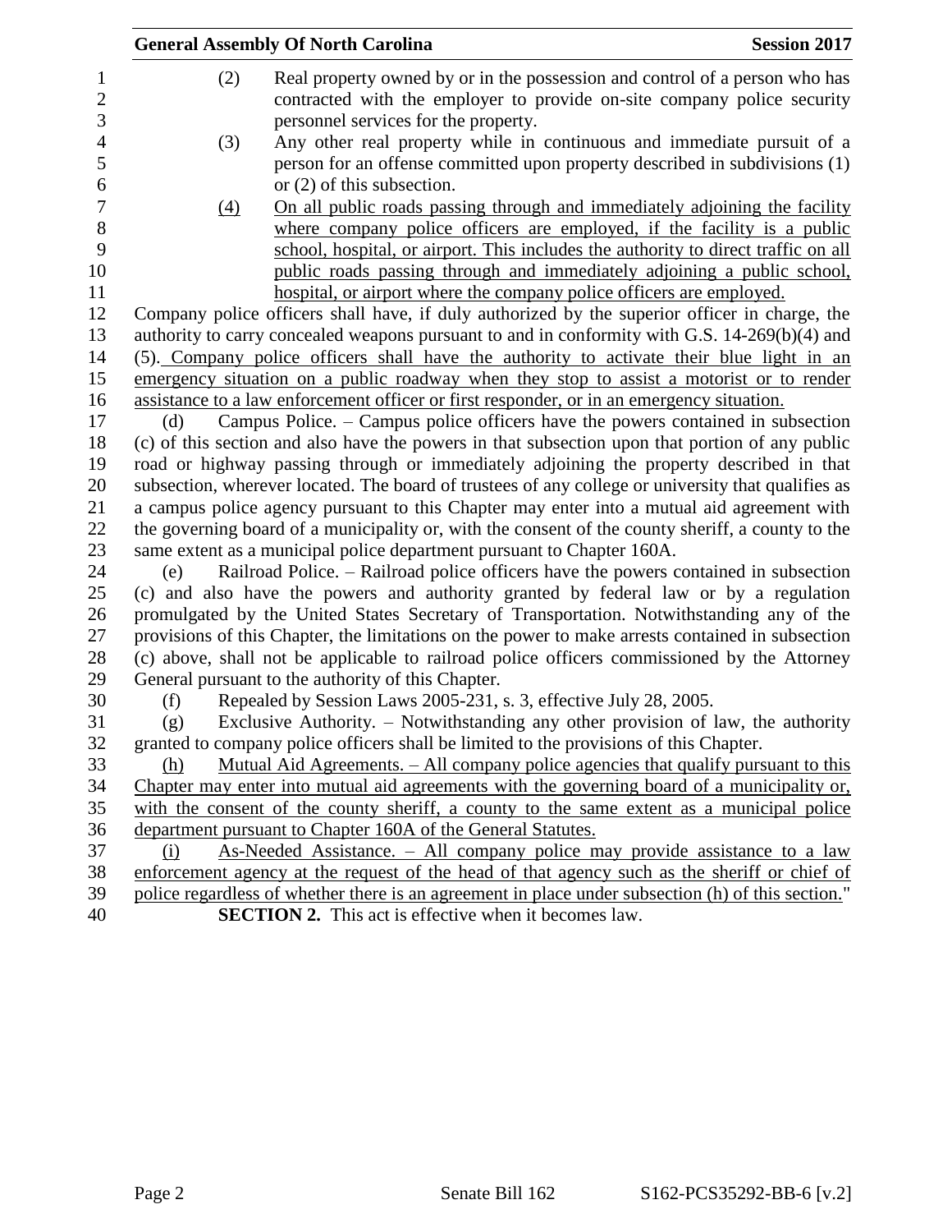(2) Real property owned by or in the possession and control of a person who has contracted with the employer to provide on-site company police security personnel services for the property.

(3) Any other real property while in continuous and immediate pursuit of a person for an offense committed upon property described in subdivisions (1) or (2) of this subsection.

(4) On all public roads passing through and immediately adjoining the facility where company police officers are employed, if the facility is a public school, hospital, or airport. This includes the authority to direct traffic on all public roads passing through and immediately adjoining a public school, hospital, or airport where the company police officers are employed.

Company police officers shall have, if duly authorized by the superior officer in charge, the authority to carry concealed weapons pursuant to and in conformity with G.S. 14-269(b)(4) and (5). Company police officers shall have the authority to activate their blue light in an emergency situation on a public roadway when they stop to assist a motorist or to render assistance to a law enforcement officer or first responder, or in an emergency situation.

(d) Campus Police. – Campus police officers have the powers contained in subsection (c) of this section and also have the powers in that subsection upon that portion of any public road or highway passing through or immediately adjoining the property described in that subsection, wherever located. The board of trustees of any college or university that qualifies as a campus police agency pursuant to this Chapter may enter into a mutual aid agreement with the governing board of a municipality or, with the consent of the county sheriff, a county to the same extent as a municipal police department pursuant to Chapter 160A.

(e) Railroad Police. – Railroad police officers have the powers contained in subsection (c) and also have the powers and authority granted by federal law or by a regulation promulgated by the United States Secretary of Transportation. Notwithstanding any of the provisions of this Chapter, the limitations on the power to make arrests contained in subsection (c) above, shall not be applicable to railroad police officers commissioned by the Attorney General pursuant to the authority of this Chapter.

(f) Repealed by Session Laws 2005-231, s. 3, effective July 28, 2005.

(g) Exclusive Authority. – Notwithstanding any other provision of law, the authority granted to company police officers shall be limited to the provisions of this Chapter.

(h) Mutual Aid Agreements. – All company police agencies that qualify pursuant to this Chapter may enter into mutual aid agreements with the governing board of a municipality or, with the consent of the county sheriff, a county to the same extent as a municipal police department pursuant to Chapter 160A of the General Statutes.

(i) As-Needed Assistance. – All company police may provide assistance to a law enforcement agency at the request of the head of that agency such as the sheriff or chief of police regardless of whether there is an agreement in place under subsection (h) of this section."

**SECTION 2.** This act is effective when it becomes law.